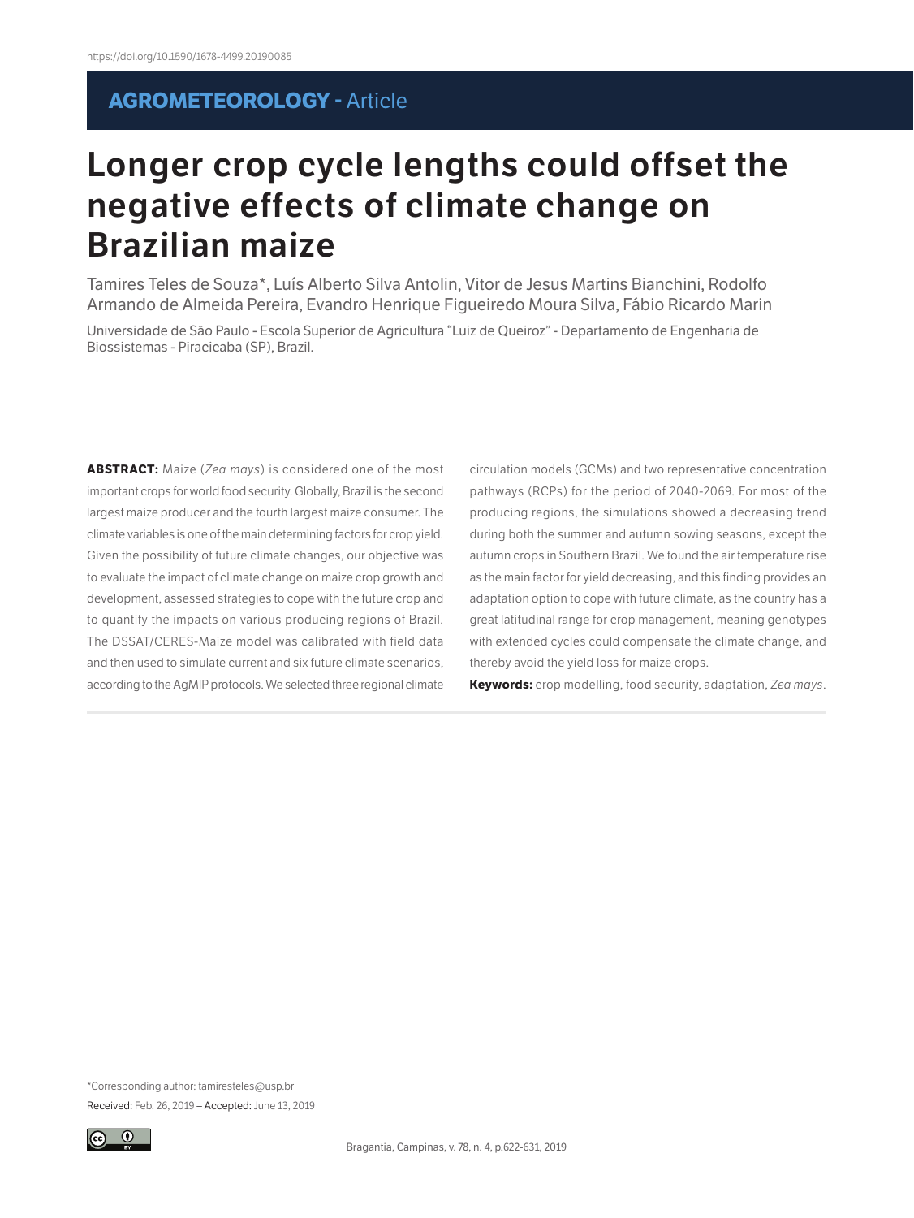https://doi.org/10.1590/1678-4499.20190085

**AGROMETEOROLOGY** - Article

# Longer crop cycle lengths could offset the negative effects of climate change on Brazilian maize

Tamires Teles de Souza*, Luís Alberto Silva Antolin, Vitor de Jesus Martins Bianchini, Rodolfo Armando de Almeida Pereira, Evandro Henrique Figueiredo Moura Silva, Fábio Ricardo Marin

Universidade de São Paulo - Escola Superior de Agricultura "Luiz de Queiroz" - Departamento de Engenharia de Biossistemas - Piracicaba (SP), Brazil.

**ABSTRACT:** Maize (*Zea mays*) is considered one of the most important crops for world food security. Globally, Brazil is the second largest maize producer and the fourth largest maize consumer. The climate variables is one of the main determining factors for crop yield. Given the possibility of future climate changes, our objective was to evaluate the impact of climate change on maize crop growth and development, assessed strategies to cope with the future crop and to quantify the impacts on various producing regions of Brazil. The DSSAT/CERES-Maize model was calibrated with field data and then used to simulate current and six future climate scenarios, according to the AgMIP protocols. We selected three regional climate circulation models (GCMs) and two representative concentration pathways (RCPs) for the period of 2040-2069. For most of the producing regions, the simulations showed a decreasing trend during both the summer and autumn sowing seasons, except the autumn crops in Southern Brazil. We found the air temperature rise as the main factor for yield decreasing, and this finding provides an adaptation option to cope with future climate, as the country has a great latitudinal range for crop management, meaning genotypes with extended cycles could compensate the climate change, and thereby avoid the yield loss for maize crops.

**Keywords:** crop modelling, food security, adaptation, *Zea mays*.

*Corresponding author: tamiresteles@usp.br

Received: Feb. 26, 2019 – Accepted: June 13, 2019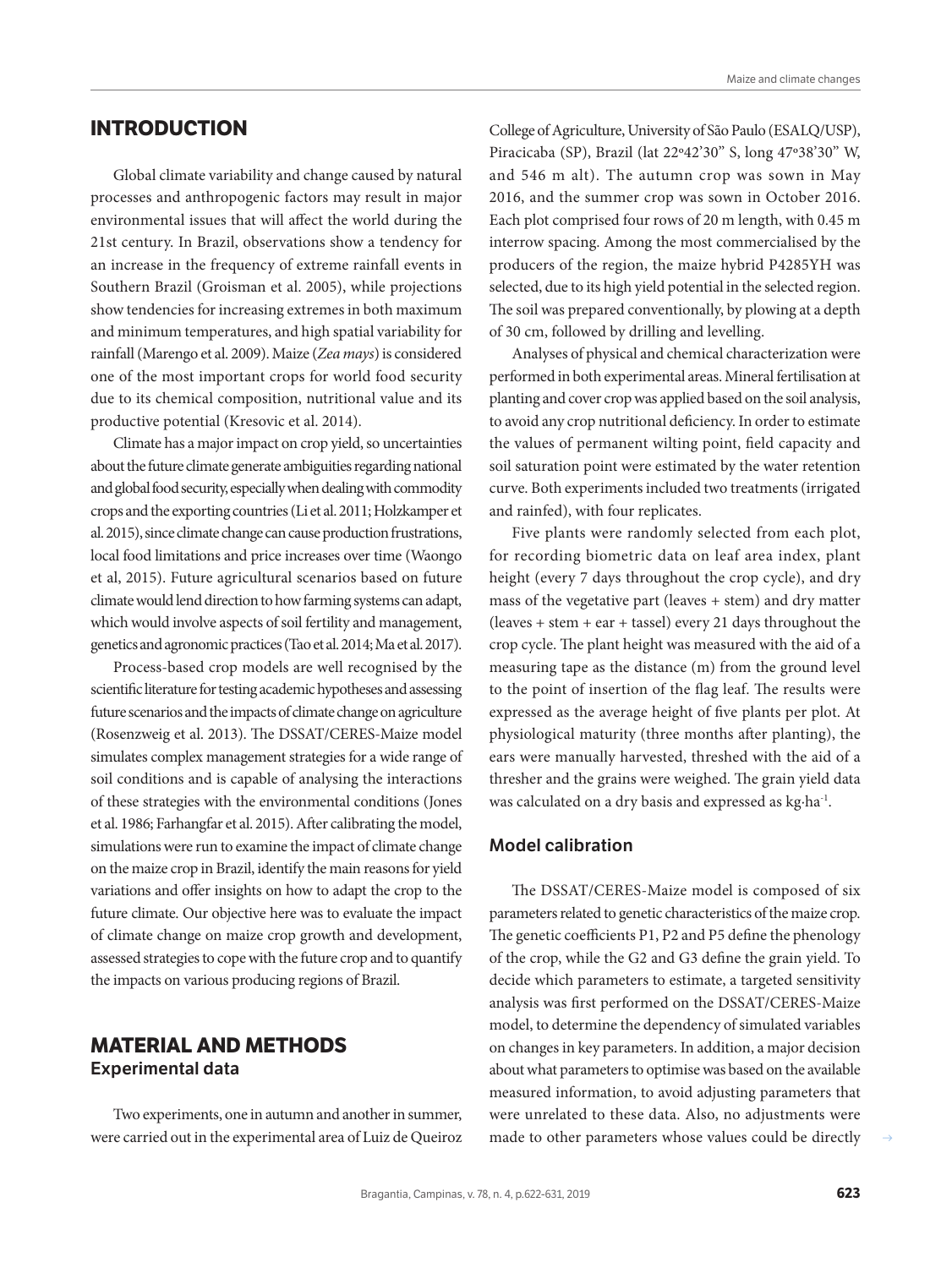## INTRODUCTION

Global climate variability and change caused by natural processes and anthropogenic factors may result in major environmental issues that will affect the world during the 21st century. In Brazil, observations show a tendency for an increase in the frequency of extreme rainfall events in Southern Brazil (Groisman et al. 2005), while projections show tendencies for increasing extremes in both maximum and minimum temperatures, and high spatial variability for rainfall (Marengo et al. 2009). Maize (*Zea mays*) is considered one of the most important crops for world food security due to its chemical composition, nutritional value and its productive potential (Kresovic et al. 2014).

Climate has a major impact on crop yield, so uncertainties about the future climate generate ambiguities regarding national and global food security, especially when dealing with commodity crops and the exporting countries (Li et al. 2011; Holzkamper et al. 2015), since climate change can cause production frustrations, local food limitations and price increases over time (Waongo et al, 2015). Future agricultural scenarios based on future climate would lend direction to how farming systems can adapt, which would involve aspects of soil fertility and management, genetics and agronomic practices (Tao et al. 2014; Ma et al. 2017).

Process-based crop models are well recognised by the scientific literature for testing academic hypotheses and assessing future scenarios and the impacts of climate change on agriculture (Rosenzweig et al. 2013). The DSSAT/CERES-Maize model simulates complex management strategies for a wide range of soil conditions and is capable of analysing the interactions of these strategies with the environmental conditions (Jones et al. 1986; Farhangfar et al. 2015). After calibrating the model, simulations were run to examine the impact of climate change on the maize crop in Brazil, identify the main reasons for yield variations and offer insights on how to adapt the crop to the future climate. Our objective here was to evaluate the impact of climate change on maize crop growth and development, assessed strategies to cope with the future crop and to quantify the impacts on various producing regions of Brazil.

## MATERIAL AND METHODS

### Experimental data

Two experiments, one in autumn and another in summer, were carried out in the experimental area of Luiz de Queiroz College of Agriculture, University of São Paulo (ESALQ/USP), Piracicaba (SP), Brazil (lat 22º42'30" S, long 47º38'30" W, and 546 m alt). The autumn crop was sown in May 2016, and the summer crop was sown in October 2016. Each plot comprised four rows of 20 m length, with 0.45 m interrow spacing. Among the most commercialised by the producers of the region, the maize hybrid P4285YH was selected, due to its high yield potential in the selected region. The soil was prepared conventionally, by plowing at a depth of 30 cm, followed by drilling and levelling.

Analyses of physical and chemical characterization were performed in both experimental areas. Mineral fertilisation at planting and cover crop was applied based on the soil analysis, to avoid any crop nutritional deficiency. In order to estimate the values of permanent wilting point, field capacity and soil saturation point were estimated by the water retention curve. Both experiments included two treatments (irrigated and rainfed), with four replicates.

Five plants were randomly selected from each plot, for recording biometric data on leaf area index, plant height (every 7 days throughout the crop cycle), and dry mass of the vegetative part (leaves + stem) and dry matter (leaves + stem + ear + tassel) every 21 days throughout the crop cycle. The plant height was measured with the aid of a measuring tape as the distance (m) from the ground level to the point of insertion of the flag leaf. The results were expressed as the average height of five plants per plot. At physiological maturity (three months after planting), the ears were manually harvested, threshed with the aid of a thresher and the grains were weighed. The grain yield data was calculated on a dry basis and expressed as $kg \cdot ha^{-1}$.

### Model calibration

The DSSAT/CERES-Maize model is composed of six parameters related to genetic characteristics of the maize crop. The genetic coefficients P1, P2 and P5 define the phenology of the crop, while the G2 and G3 define the grain yield. To decide which parameters to estimate, a targeted sensitivity analysis was first performed on the DSSAT/CERES-Maize model, to determine the dependency of simulated variables on changes in key parameters. In addition, a major decision about what parameters to optimise was based on the available measured information, to avoid adjusting parameters that were unrelated to these data. Also, no adjustments were made to other parameters whose values could be directly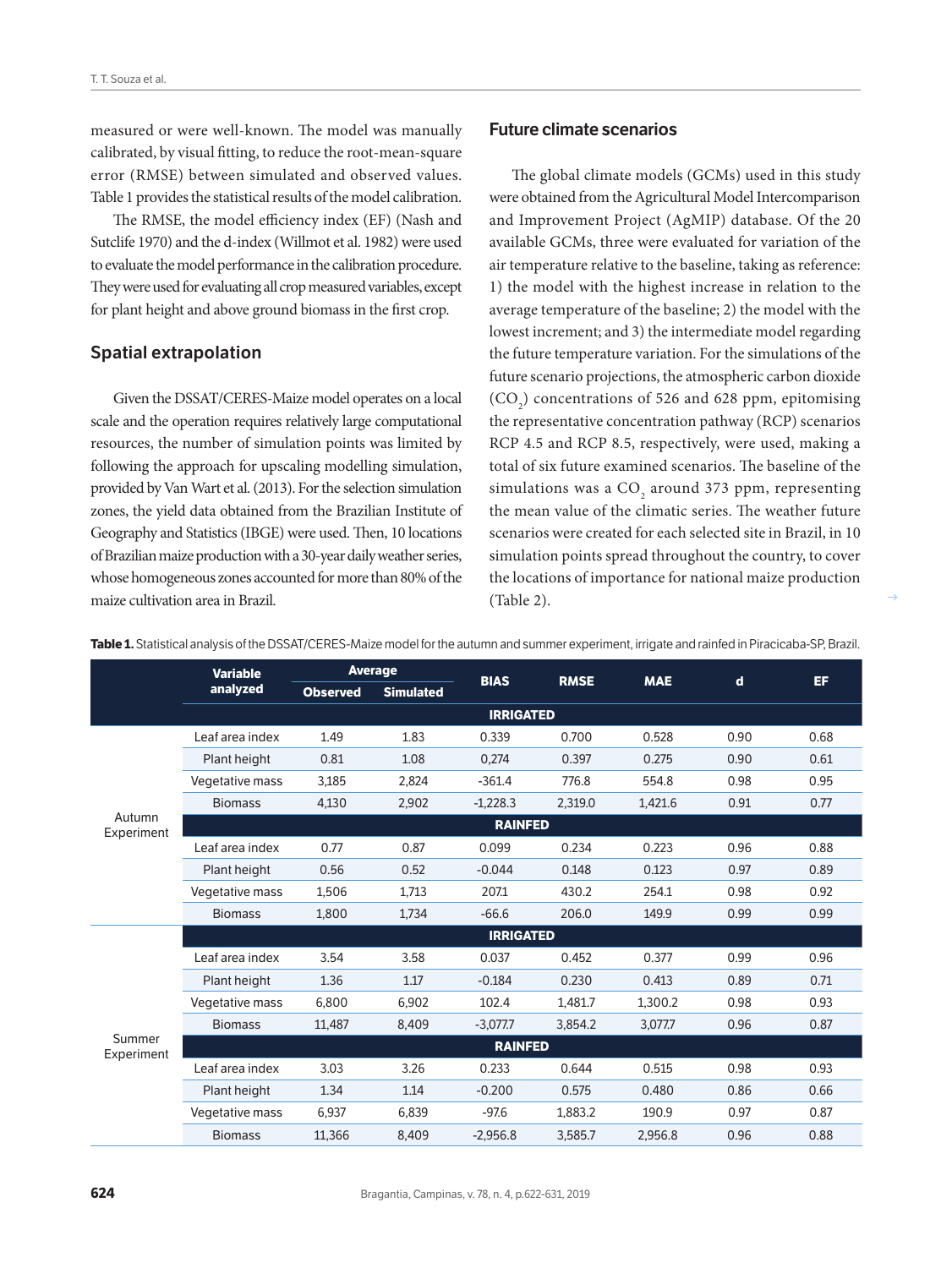measured or were well-known. The model was manually calibrated, by visual fitting, to reduce the root-mean-square error (RMSE) between simulated and observed values. Table 1 provides the statistical results of the model calibration.

The RMSE, the model efficiency index (EF) (Nash and Sutcliffe 1970) and the d-index (Willmot et al. 1982) were used to evaluate the model performance in the calibration procedure. They were used for evaluating all crop measured variables, except for plant height and above ground biomass in the first crop.

## Spatial extrapolation

Given the DSSAT/CERES-Maize model operates on a local scale and the operation requires relatively large computational resources, the number of simulation points was limited by following the approach for upscaling modelling simulation, provided by Van Wart et al. (2013). For the selection simulation zones, the yield data obtained from the Brazilian Institute of Geography and Statistics (IBGE) were used. Then, 10 locations of Brazilian maize production with a 30-year daily weather series, whose homogeneous zones accounted for more than 80% of the maize cultivation area in Brazil.

## Future climate scenarios

The global climate models (GCMs) used in this study were obtained from the Agricultural Model Intercomparison and Improvement Project (AgMIP) database. Of the 20 available GCMs, three were evaluated for variation of the air temperature relative to the baseline, taking as reference: 1) the model with the highest increase in relation to the average temperature of the baseline; 2) the model with the lowest increment; and 3) the intermediate model regarding the future temperature variation. For the simulations of the future scenario projections, the atmospheric carbon dioxide ($CO_2$) concentrations of 526 and 628 ppm, epitomising the representative concentration pathway (RCP) scenarios RCP 4.5 and RCP 8.5, respectively, were used, making a total of six future examined scenarios. The baseline of the simulations was a $CO_2$ around 373 ppm, representing the mean value of the climatic series. The weather future scenarios were created for each selected site in Brazil, in 10 simulation points spread throughout the country, to cover the locations of importance for national maize production (Table 2).

**Table 1.** Statistical analysis of the DSSAT/CERES-Maize model for the autumn and summer experiment, irrigate and rainfed in Piracicaba-SP, Brazil.

| | Variable analyzed | Average | | BIAS | RMSE | MAE | d | EF |
|---|---|---|---|---|---|---|---|---|
| | | Observed | Simulated | | | | | |
| | **IRRIGATED** | | | | | | | |
| Autumn Experiment | Leaf area index | 1.49 | 1.83 | 0.339 | 0.700 | 0.528 | 0.90 | 0.68 |
| | Plant height | 0.81 | 1.08 | 0,274 | 0.397 | 0.275 | 0.90 | 0.61 |
| | Vegetative mass | 3,185 | 2,824 | -361.4 | 776.8 | 554.8 | 0.98 | 0.95 |
| | Biomass | 4,130 | 2,902 | -1,228.3 | 2,319.0 | 1,421.6 | 0.91 | 0.77 |
| | **RAINFED** | | | | | | | |
| | Leaf area index | 0.77 | 0.87 | 0.099 | 0.234 | 0.223 | 0.96 | 0.88 |
| | Plant height | 0.56 | 0.52 | -0.044 | 0.148 | 0.123 | 0.97 | 0.89 |
| | Vegetative mass | 1,506 | 1,713 | 207.1 | 430.2 | 254.1 | 0.98 | 0.92 |
| | Biomass | 1,800 | 1,734 | -66.6 | 206.0 | 149.9 | 0.99 | 0.99 |
| | **IRRIGATED** | | | | | | | |
| Summer Experiment | Leaf area index | 3.54 | 3.58 | 0.037 | 0.452 | 0.377 | 0.99 | 0.96 |
| | Plant height | 1.36 | 1.17 | -0.184 | 0.230 | 0.413 | 0.89 | 0.71 |
| | Vegetative mass | 6,800 | 6,902 | 102.4 | 1,481.7 | 1,300.2 | 0.98 | 0.93 |
| | Biomass | 11,487 | 8,409 | -3,077.7 | 3,854.2 | 3,077.7 | 0.96 | 0.87 |
| | **RAINFED** | | | | | | | |
| | Leaf area index | 3.03 | 3.26 | 0.233 | 0.644 | 0.515 | 0.98 | 0.93 |
| | Plant height | 1.34 | 1.14 | -0.200 | 0.575 | 0.480 | 0.86 | 0.66 |
| | Vegetative mass | 6,937 | 6,839 | -97.6 | 1,883.2 | 190.9 | 0.97 | 0.87 |
| | Biomass | 11,366 | 8,409 | -2,956.8 | 3,585.7 | 2,956.8 | 0.96 | 0.88 |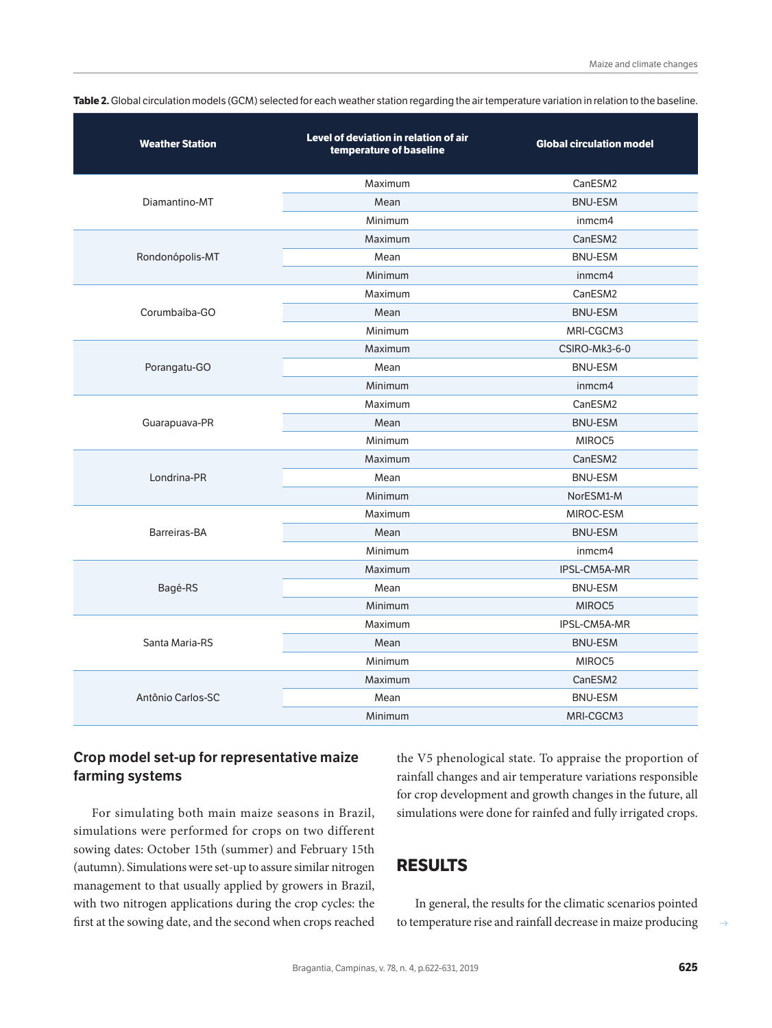**Table 2.** Global circulation models (GCM) selected for each weather station regarding the air temperature variation in relation to the baseline.

| Weather Station | Level of deviation in relation of air temperature of baseline | Global circulation model |
|---|---|---|
| Diamantino-MT | Maximum | CanESM2 |
| | Mean | BNU-ESM |
| | Minimum | inmcm4 |
| Rondonópolis-MT | Maximum | CanESM2 |
| | Mean | BNU-ESM |
| | Minimum | inmcm4 |
| Corumbaíba-GO | Maximum | CanESM2 |
| | Mean | BNU-ESM |
| | Minimum | MRI-CGCM3 |
| Porangatu-GO | Maximum | CSIRO-Mk3-6-0 |
| | Mean | BNU-ESM |
| | Minimum | inmcm4 |
| Guarapuava-PR | Maximum | CanESM2 |
| | Mean | BNU-ESM |
| | Minimum | MIROC5 |
| Londrina-PR | Maximum | CanESM2 |
| | Mean | BNU-ESM |
| | Minimum | NorESM1-M |
| Barreiras-BA | Maximum | MIROC-ESM |
| | Mean | BNU-ESM |
| | Minimum | inmcm4 |
| Bagé-RS | Maximum | IPSL-CM5A-MR |
| | Mean | BNU-ESM |
| | Minimum | MIROC5 |
| Santa Maria-RS | Maximum | IPSL-CM5A-MR |
| | Mean | BNU-ESM |
| | Minimum | MIROC5 |
| Antônio Carlos-SC | Maximum | CanESM2 |
| | Mean | BNU-ESM |
| | Minimum | MRI-CGCM3 |

## Crop model set-up for representative maize farming systems

For simulating both main maize seasons in Brazil, simulations were performed for crops on two different sowing dates: October 15th (summer) and February 15th (autumn). Simulations were set-up to assure similar nitrogen management to that usually applied by growers in Brazil, with two nitrogen applications during the crop cycles: the first at the sowing date, and the second when crops reached the V5 phenological state. To appraise the proportion of rainfall changes and air temperature variations responsible for crop development and growth changes in the future, all simulations were done for rainfed and fully irrigated crops.

# RESULTS

In general, the results for the climatic scenarios pointed to temperature rise and rainfall decrease in maize producing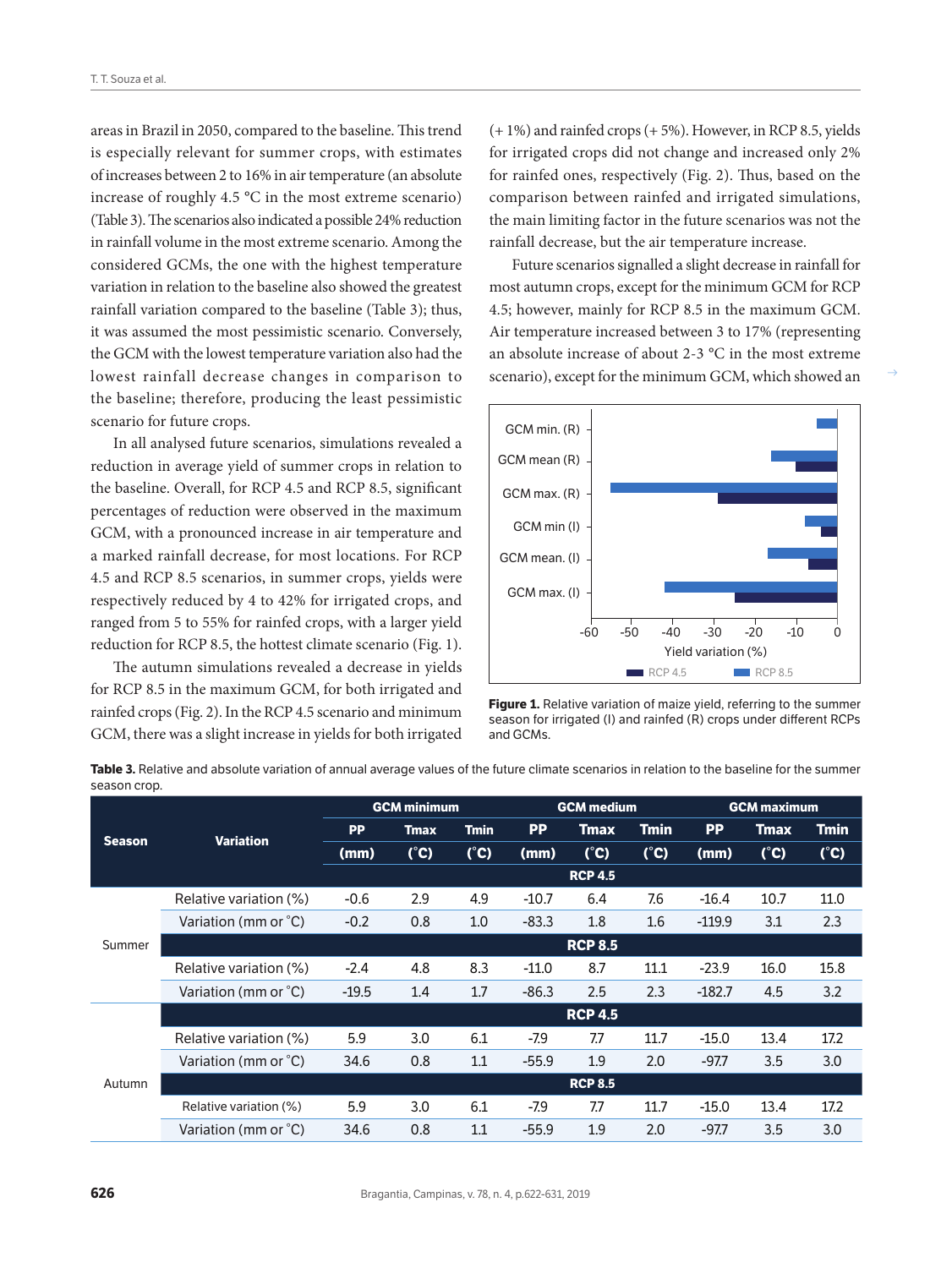areas in Brazil in 2050, compared to the baseline. This trend is especially relevant for summer crops, with estimates of increases between 2 to 16% in air temperature (an absolute increase of roughly 4.5 °C in the most extreme scenario) (Table 3). The scenarios also indicated a possible 24% reduction in rainfall volume in the most extreme scenario. Among the considered GCMs, the one with the highest temperature variation in relation to the baseline also showed the greatest rainfall variation compared to the baseline (Table 3); thus, it was assumed the most pessimistic scenario. Conversely, the GCM with the lowest temperature variation also had the lowest rainfall decrease changes in comparison to the baseline; therefore, producing the least pessimistic scenario for future crops.

In all analysed future scenarios, simulations revealed a reduction in average yield of summer crops in relation to the baseline. Overall, for RCP 4.5 and RCP 8.5, significant percentages of reduction were observed in the maximum GCM, with a pronounced increase in air temperature and a marked rainfall decrease, for most locations. For RCP 4.5 and RCP 8.5 scenarios, in summer crops, yields were respectively reduced by 4 to 42% for irrigated crops, and ranged from 5 to 55% for rainfed crops, with a larger yield reduction for RCP 8.5, the hottest climate scenario (Fig. 1).

The autumn simulations revealed a decrease in yields for RCP 8.5 in the maximum GCM, for both irrigated and rainfed crops (Fig. 2). In the RCP 4.5 scenario and minimum GCM, there was a slight increase in yields for both irrigated (+ 1%) and rainfed crops (+ 5%). However, in RCP 8.5, yields for irrigated crops did not change and increased only 2% for rainfed ones, respectively (Fig. 2). Thus, based on the comparison between rainfed and irrigated simulations, the main limiting factor in the future scenarios was not the rainfall decrease, but the air temperature increase.

Future scenarios signalled a slight decrease in rainfall for most autumn crops, except for the minimum GCM for RCP 4.5; however, mainly for RCP 8.5 in the maximum GCM. Air temperature increased between 3 to 17% (representing an absolute increase of about 2-3 °C in the most extreme scenario), except for the minimum GCM, which showed an

**Figure 1.** Relative variation of maize yield, referring to the summer season for irrigated (I) and rainfed (R) crops under different RCPs and GCMs.

**Table 3.** Relative and absolute variation of annual average values of the future climate scenarios in relation to the baseline for the summer season crop.

| Season | Variation | GCM minimum | | | GCM medium | | | GCM maximum | | |
|---|---|---|---|---|---|---|---|---|---|---|
| | | PP (mm) | Tmax (°C) | Tmin (°C) | PP (mm) | Tmax (°C) | Tmin (°C) | PP (mm) | Tmax (°C) | Tmin (°C) |
| | | RCP 4.5 | | | | | | | | |
| Summer | Relative variation (%) | -0.6 | 2.9 | 4.9 | -10.7 | 6.4 | 7.6 | -16.4 | 10.7 | 11.0 |
| | Variation (mm or °C) | -0.2 | 0.8 | 1.0 | -83.3 | 1.8 | 1.6 | -119.9 | 3.1 | 2.3 |
| | | RCP 8.5 | | | | | | | | |
| | Relative variation (%) | -2.4 | 4.8 | 8.3 | -11.0 | 8.7 | 11.1 | -23.9 | 16.0 | 15.8 |
| | Variation (mm or °C) | -19.5 | 1.4 | 1.7 | -86.3 | 2.5 | 2.3 | -182.7 | 4.5 | 3.2 |
| | | RCP 4.5 | | | | | | | | |
| Autumn | Relative variation (%) | 5.9 | 3.0 | 6.1 | -7.9 | 7.7 | 11.7 | -15.0 | 13.4 | 17.2 |
| | Variation (mm or °C) | 34.6 | 0.8 | 1.1 | -55.9 | 1.9 | 2.0 | -97.7 | 3.5 | 3.0 |
| | | RCP 8.5 | | | | | | | | |
| | Relative variation (%) | 5.9 | 3.0 | 6.1 | -7.9 | 7.7 | 11.7 | -15.0 | 13.4 | 17.2 |
| | Variation (mm or °C) | 34.6 | 0.8 | 1.1 | -55.9 | 1.9 | 2.0 | -97.7 | 3.5 | 3.0 |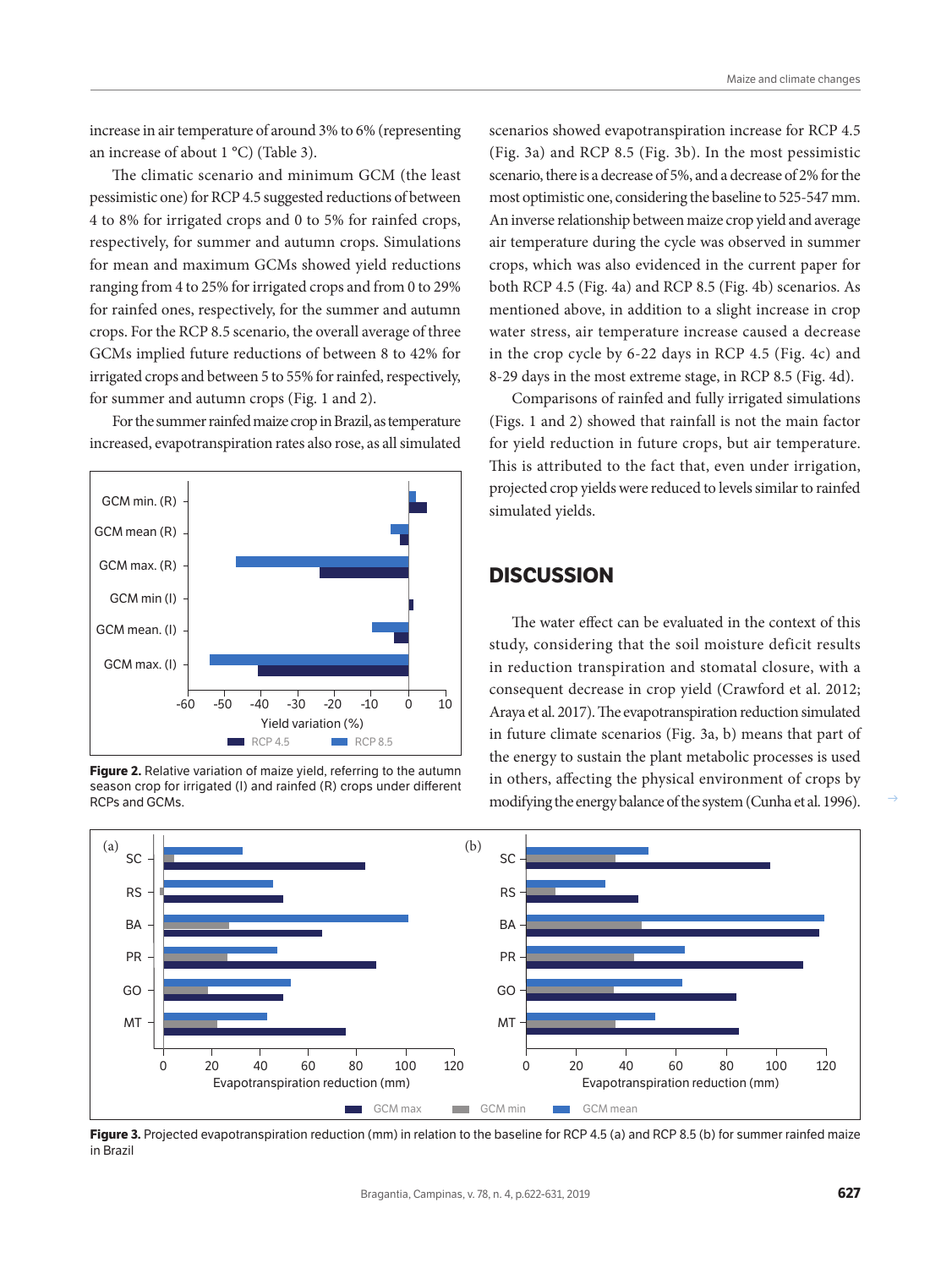increase in air temperature of around 3% to 6% (representing an increase of about 1 °C) (Table 3).

The climatic scenario and minimum GCM (the least pessimistic one) for RCP 4.5 suggested reductions of between 4 to 8% for irrigated crops and 0 to 5% for rainfed crops, respectively, for summer and autumn crops. Simulations for mean and maximum GCMs showed yield reductions ranging from 4 to 25% for irrigated crops and from 0 to 29% for rainfed ones, respectively, for the summer and autumn crops. For the RCP 8.5 scenario, the overall average of three GCMs implied future reductions of between 8 to 42% for irrigated crops and between 5 to 55% for rainfed, respectively, for summer and autumn crops (Fig. 1 and 2).

For the summer rainfed maize crop in Brazil, as temperature increased, evapotranspiration rates also rose, as all simulated scenarios showed evapotranspiration increase for RCP 4.5 (Fig. 3a) and RCP 8.5 (Fig. 3b). In the most pessimistic scenario, there is a decrease of 5%, and a decrease of 2% for the most optimistic one, considering the baseline to 525-547 mm. An inverse relationship between maize crop yield and average air temperature during the cycle was observed in summer crops, which was also evidenced in the current paper for both RCP 4.5 (Fig. 4a) and RCP 8.5 (Fig. 4b) scenarios. As mentioned above, in addition to a slight increase in crop water stress, air temperature increase caused a decrease in the crop cycle by 6-22 days in RCP 4.5 (Fig. 4c) and 8-29 days in the most extreme stage, in RCP 8.5 (Fig. 4d).

Comparisons of rainfed and fully irrigated simulations (Figs. 1 and 2) showed that rainfall is not the main factor for yield reduction in future crops, but air temperature. This is attributed to the fact that, even under irrigation, projected crop yields were reduced to levels similar to rainfed simulated yields.

**Figure 2.** Relative variation of maize yield, referring to the autumn season crop for irrigated (I) and rainfed (R) crops under different RCPs and GCMs.

## DISCUSSION

The water effect can be evaluated in the context of this study, considering that the soil moisture deficit results in reduction transpiration and stomatal closure, with a consequent decrease in crop yield (Crawford et al. 2012; Araya et al. 2017). The evapotranspiration reduction simulated in future climate scenarios (Fig. 3a, b) means that part of the energy to sustain the plant metabolic processes is used in others, affecting the physical environment of crops by modifying the energy balance of the system (Cunha et al. 1996).

**Figure 3.** Projected evapotranspiration reduction (mm) in relation to the baseline for RCP 4.5 (a) and RCP 8.5 (b) for summer rainfed maize in Brazil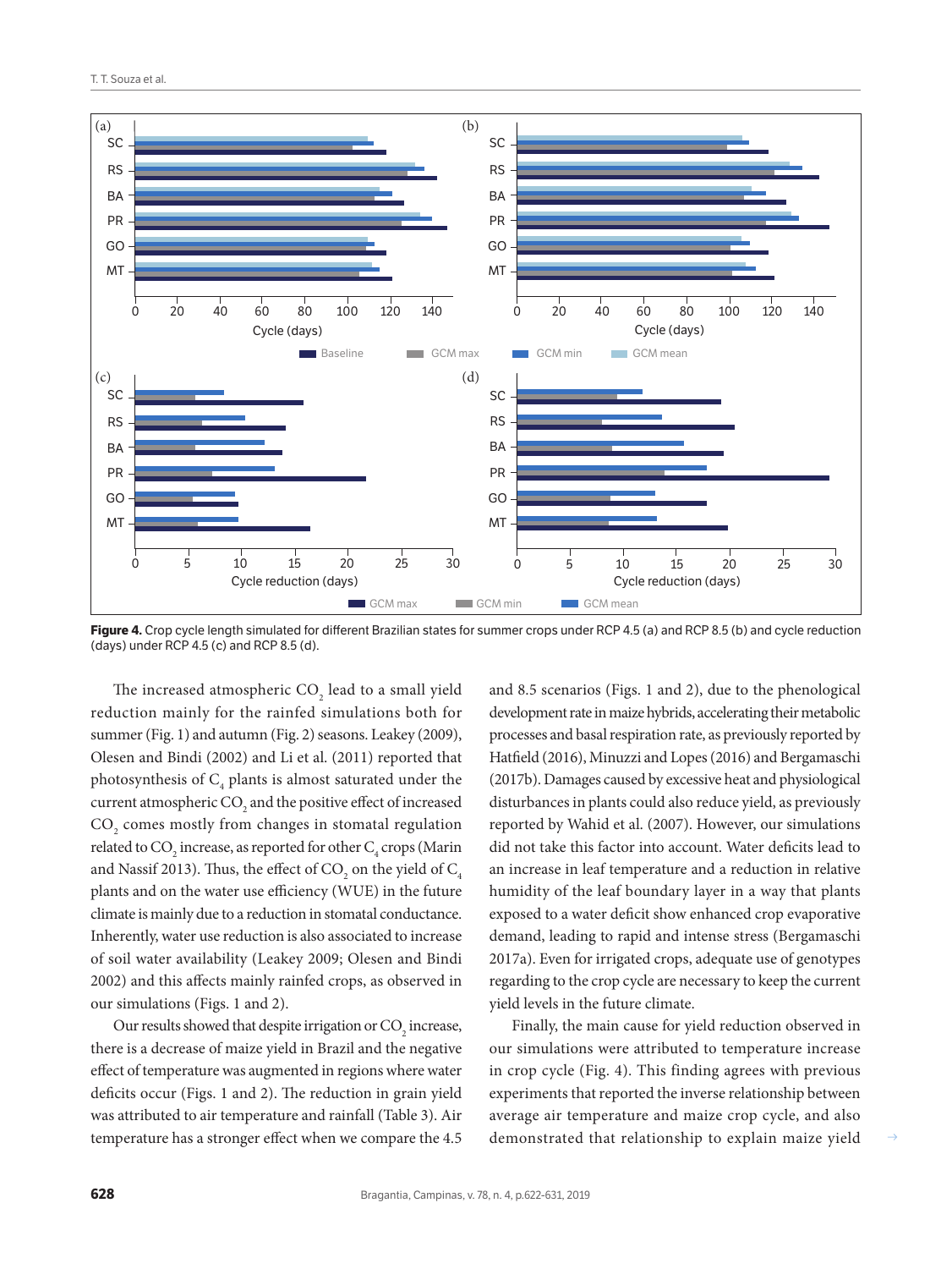Figure 4. Crop cycle length simulated for different Brazilian states for summer crops under RCP 4.5 (a) and RCP 8.5 (b) and cycle reduction (days) under RCP 4.5 (c) and RCP 8.5 (d).

The increased atmospheric $CO_2$ lead to a small yield reduction mainly for the rainfed simulations both for summer (Fig. 1) and autumn (Fig. 2) seasons. Leakey (2009), Olesen and Bindi (2002) and Li et al. (2011) reported that photosynthesis of $C_4$ plants is almost saturated under the current atmospheric $CO_2$ and the positive effect of increased $CO_2$ comes mostly from changes in stomatal regulation related to $CO_2$ increase, as reported for other $C_4$ crops (Marin and Nassif 2013). Thus, the effect of $CO_2$ on the yield of $C_4$ plants and on the water use efficiency (WUE) in the future climate is mainly due to a reduction in stomatal conductance. Inherently, water use reduction is also associated to increase of soil water availability (Leakey 2009; Olesen and Bindi 2002) and this affects mainly rainfed crops, as observed in our simulations (Figs. 1 and 2).

Our results showed that despite irrigation or $CO_2$ increase, there is a decrease of maize yield in Brazil and the negative effect of temperature was augmented in regions where water deficits occur (Figs. 1 and 2). The reduction in grain yield was attributed to air temperature and rainfall (Table 3). Air temperature has a stronger effect when we compare the 4.5 and 8.5 scenarios (Figs. 1 and 2), due to the phenological development rate in maize hybrids, accelerating their metabolic processes and basal respiration rate, as previously reported by Hatfield (2016), Minuzzi and Lopes (2016) and Bergamaschi (2017b). Damages caused by excessive heat and physiological disturbances in plants could also reduce yield, as previously reported by Wahid et al. (2007). However, our simulations did not take this factor into account. Water deficits lead to an increase in leaf temperature and a reduction in relative humidity of the leaf boundary layer in a way that plants exposed to a water deficit show enhanced crop evaporative demand, leading to rapid and intense stress (Bergamaschi 2017a). Even for irrigated crops, adequate use of genotypes regarding to the crop cycle are necessary to keep the current yield levels in the future climate.

Finally, the main cause for yield reduction observed in our simulations were attributed to temperature increase in crop cycle (Fig. 4). This finding agrees with previous experiments that reported the inverse relationship between average air temperature and maize crop cycle, and also demonstrated that relationship to explain maize yield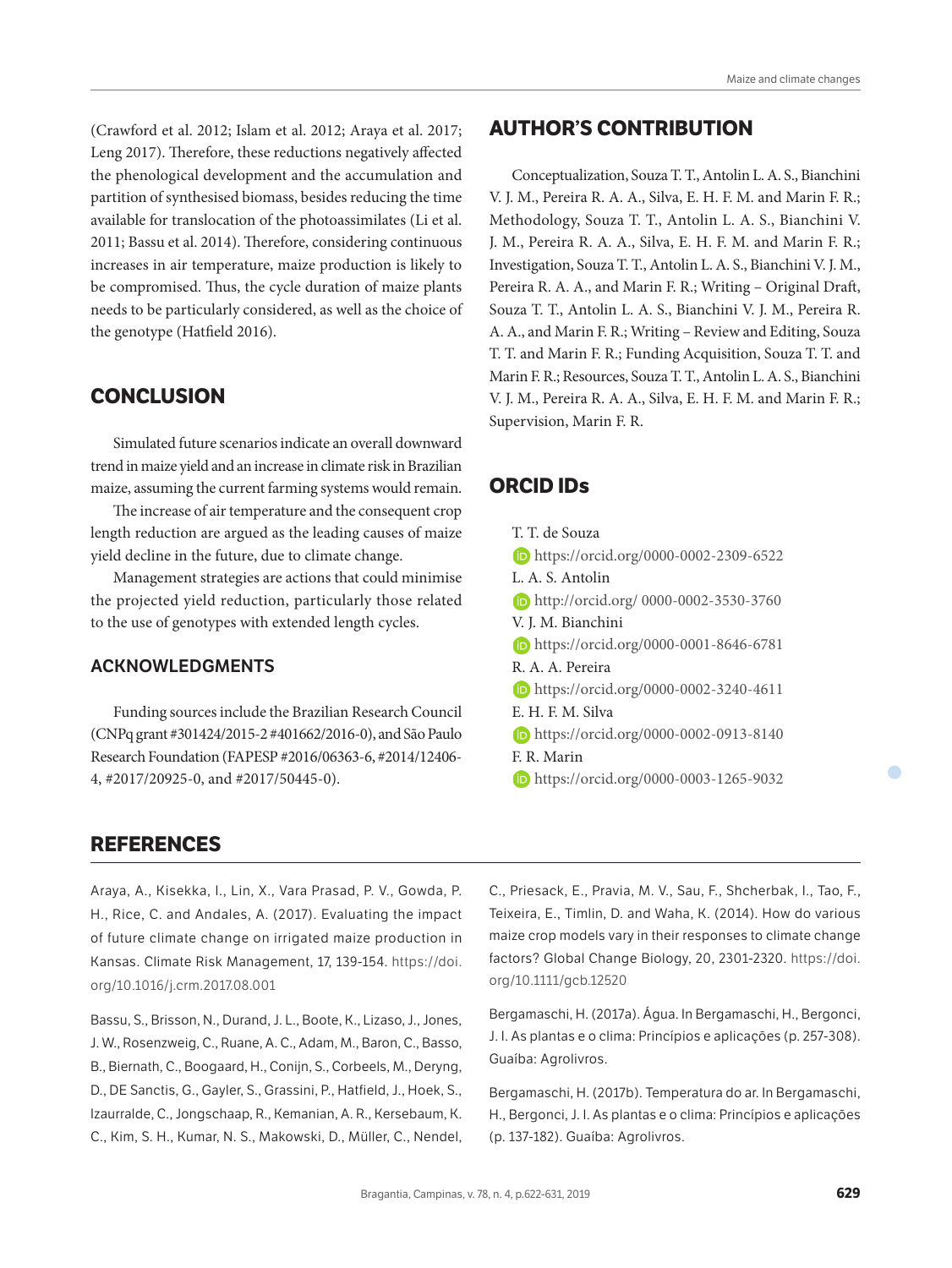(Crawford et al. 2012; Islam et al. 2012; Araya et al. 2017; Leng 2017). Therefore, these reductions negatively affected the phenological development and the accumulation and partition of synthesised biomass, besides reducing the time available for translocation of the photoassimilates (Li et al. 2011; Bassu et al. 2014). Therefore, considering continuous increases in air temperature, maize production is likely to be compromised. Thus, the cycle duration of maize plants needs to be particularly considered, as well as the choice of the genotype (Hatfield 2016).

## CONCLUSION

Simulated future scenarios indicate an overall downward trend in maize yield and an increase in climate risk in Brazilian maize, assuming the current farming systems would remain.

The increase of air temperature and the consequent crop length reduction are argued as the leading causes of maize yield decline in the future, due to climate change.

Management strategies are actions that could minimise the projected yield reduction, particularly those related to the use of genotypes with extended length cycles.

### ACKNOWLEDGMENTS

Funding sources include the Brazilian Research Council (CNPq grant #301424/2015-2 #401662/2016-0), and São Paulo Research Foundation (FAPESP #2016/06363-6, #2014/12406-4, #2017/20925-0, and #2017/50445-0).

## AUTHOR'S CONTRIBUTION

Conceptualization, Souza T. T., Antolin L. A. S., Bianchini V. J. M., Pereira R. A. A., Silva, E. H. F. M. and Marin F. R.; Methodology, Souza T. T., Antolin L. A. S., Bianchini V. J. M., Pereira R. A. A., Silva, E. H. F. M. and Marin F. R.; Investigation, Souza T. T., Antolin L. A. S., Bianchini V. J. M., Pereira R. A. A., and Marin F. R.; Writing – Original Draft, Souza T. T., Antolin L. A. S., Bianchini V. J. M., Pereira R. A. A., and Marin F. R.; Writing – Review and Editing, Souza T. T. and Marin F. R.; Funding Acquisition, Souza T. T. and Marin F. R.; Resources, Souza T. T., Antolin L. A. S., Bianchini V. J. M., Pereira R. A. A., Silva, E. H. F. M. and Marin F. R.; Supervision, Marin F. R.

## ORCID IDs

T. T. de Souza
https://orcid.org/0000-0002-2309-6522
L. A. S. Antolin
http://orcid.org/ 0000-0002-3530-3760
V. J. M. Bianchini
https://orcid.org/0000-0001-8646-6781
R. A. A. Pereira
https://orcid.org/0000-0002-3240-4611
E. H. F. M. Silva
https://orcid.org/0000-0002-0913-8140
F. R. Marin
https://orcid.org/0000-0003-1265-9032

## REFERENCES

Araya, A., Kisekka, I., Lin, X., Vara Prasad, P. V., Gowda, P. H., Rice, C. and Andales, A. (2017). Evaluating the impact of future climate change on irrigated maize production in Kansas. Climate Risk Management, 17, 139-154. https://doi.org/10.1016/j.crm.2017.08.001

Bassu, S., Brisson, N., Durand, J. L., Boote, K., Lizaso, J., Jones, J. W., Rosenzweig, C., Ruane, A. C., Adam, M., Baron, C., Basso, B., Biernath, C., Boogaard, H., Conijn, S., Corbeels, M., Deryng, D., DE Sanctis, G., Gayler, S., Grassini, P., Hatfield, J., Hoek, S., Izaurralde, C., Jongschaap, R., Kemanian, A. R., Kersebaum, K. C., Kim, S. H., Kumar, N. S., Makowski, D., Müller, C., Nendel, C., Priesack, E., Pravia, M. V., Sau, F., Shcherbak, I., Tao, F., Teixeira, E., Timlin, D. and Waha, K. (2014). How do various maize crop models vary in their responses to climate change factors? Global Change Biology, 20, 2301-2320. https://doi.org/10.1111/gcb.12520

Bergamaschi, H. (2017a). Água. In Bergamaschi, H., Bergonci, J. I. As plantas e o clima: Princípios e aplicações (p. 257-308). Guaíba: Agrolivros.

Bergamaschi, H. (2017b). Temperatura do ar. In Bergamaschi, H., Bergonci, J. I. As plantas e o clima: Princípios e aplicações (p. 137-182). Guaíba: Agrolivros.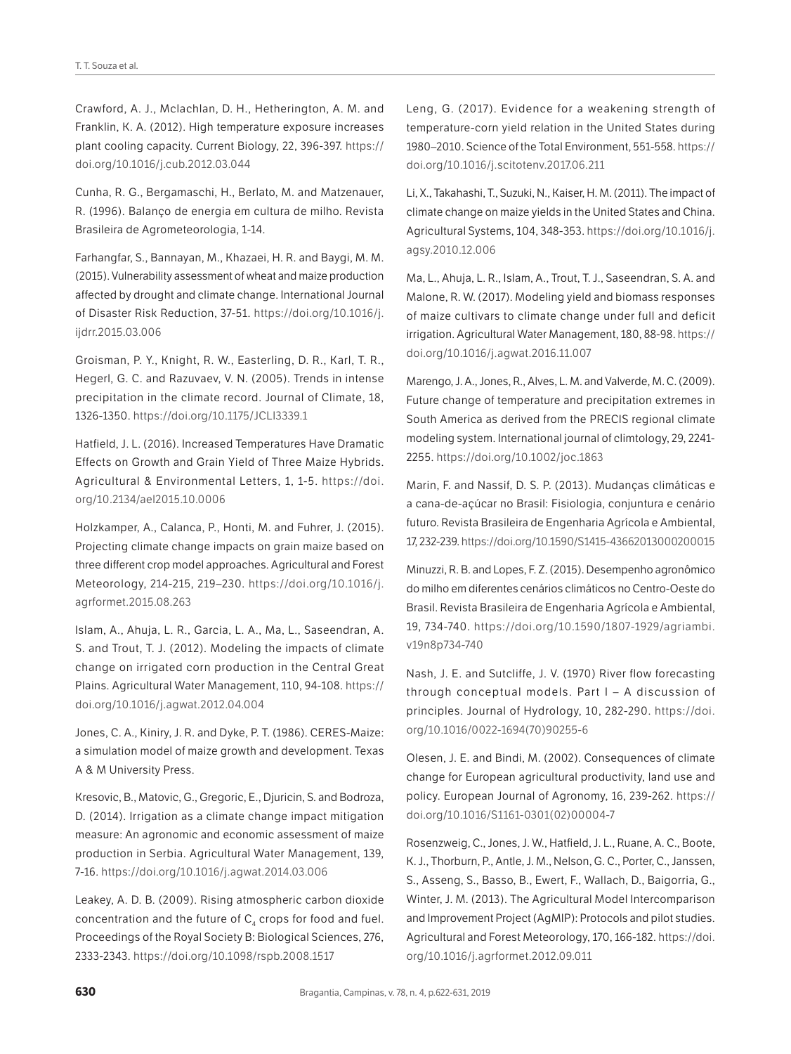Crawford, A. J., Mclachlan, D. H., Hetherington, A. M. and Franklin, K. A. (2012). High temperature exposure increases plant cooling capacity. Current Biology, 22, 396-397. https://doi.org/10.1016/j.cub.2012.03.044

Cunha, R. G., Bergamaschi, H., Berlato, M. and Matzenauer, R. (1996). Balanço de energia em cultura de milho. Revista Brasileira de Agrometeorologia, 1-14.

Farhangfar, S., Bannayan, M., Khazaei, H. R. and Baygi, M. M. (2015). Vulnerability assessment of wheat and maize production affected by drought and climate change. International Journal of Disaster Risk Reduction, 37-51. https://doi.org/10.1016/j.ijdrr.2015.03.006

Groisman, P. Y., Knight, R. W., Easterling, D. R., Karl, T. R., Hegerl, G. C. and Razuvaev, V. N. (2005). Trends in intense precipitation in the climate record. Journal of Climate, 18, 1326-1350. https://doi.org/10.1175/JCLI3339.1

Hatfield, J. L. (2016). Increased Temperatures Have Dramatic Effects on Growth and Grain Yield of Three Maize Hybrids. Agricultural & Environmental Letters, 1, 1-5. https://doi.org/10.2134/ael2015.10.0006

Holzkamper, A., Calanca, P., Honti, M. and Fuhrer, J. (2015). Projecting climate change impacts on grain maize based on three different crop model approaches. Agricultural and Forest Meteorology, 214-215, 219–230. https://doi.org/10.1016/j.agrformet.2015.08.263

Islam, A., Ahuja, L. R., Garcia, L. A., Ma, L., Saseendran, A. S. and Trout, T. J. (2012). Modeling the impacts of climate change on irrigated corn production in the Central Great Plains. Agricultural Water Management, 110, 94-108. https://doi.org/10.1016/j.agwat.2012.04.004

Jones, C. A., Kiniry, J. R. and Dyke, P. T. (1986). CERES-Maize: a simulation model of maize growth and development. Texas A & M University Press.

Kresovic, B., Matovic, G., Gregoric, E., Djuricin, S. and Bodroza, D. (2014). Irrigation as a climate change impact mitigation measure: An agronomic and economic assessment of maize production in Serbia. Agricultural Water Management, 139, 7-16. https://doi.org/10.1016/j.agwat.2014.03.006

Leakey, A. D. B. (2009). Rising atmospheric carbon dioxide concentration and the future of $C_4$ crops for food and fuel. Proceedings of the Royal Society B: Biological Sciences, 276, 2333-2343. https://doi.org/10.1098/rspb.2008.1517

Leng, G. (2017). Evidence for a weakening strength of temperature-corn yield relation in the United States during 1980–2010. Science of the Total Environment, 551-558. https://doi.org/10.1016/j.scitotenv.2017.06.211

Li, X., Takahashi, T., Suzuki, N., Kaiser, H. M. (2011). The impact of climate change on maize yields in the United States and China. Agricultural Systems, 104, 348-353. https://doi.org/10.1016/j.agsy.2010.12.006

Ma, L., Ahuja, L. R., Islam, A., Trout, T. J., Saseendran, S. A. and Malone, R. W. (2017). Modeling yield and biomass responses of maize cultivars to climate change under full and deficit irrigation. Agricultural Water Management, 180, 88-98. https://doi.org/10.1016/j.agwat.2016.11.007

Marengo, J. A., Jones, R., Alves, L. M. and Valverde, M. C. (2009). Future change of temperature and precipitation extremes in South America as derived from the PRECIS regional climate modeling system. International journal of climtology, 29, 2241-2255. https://doi.org/10.1002/joc.1863

Marin, F. and Nassif, D. S. P. (2013). Mudanças climáticas e a cana-de-açúcar no Brasil: Fisiologia, conjuntura e cenário futuro. Revista Brasileira de Engenharia Agrícola e Ambiental, 17, 232-239. https://doi.org/10.1590/S1415-43662013000200015

Minuzzi, R. B. and Lopes, F. Z. (2015). Desempenho agronômico do milho em diferentes cenários climáticos no Centro-Oeste do Brasil. Revista Brasileira de Engenharia Agrícola e Ambiental, 19, 734-740. https://doi.org/10.1590/1807-1929/agriambi.v19n8p734-740

Nash, J. E. and Sutcliffe, J. V. (1970) River flow forecasting through conceptual models. Part I – A discussion of principles. Journal of Hydrology, 10, 282-290. https://doi.org/10.1016/0022-1694(70)90255-6

Olesen, J. E. and Bindi, M. (2002). Consequences of climate change for European agricultural productivity, land use and policy. European Journal of Agronomy, 16, 239-262. https://doi.org/10.1016/S1161-0301(02)00004-7

Rosenzweig, C., Jones, J. W., Hatfield, J. L., Ruane, A. C., Boote, K. J., Thorburn, P., Antle, J. M., Nelson, G. C., Porter, C., Janssen, S., Asseng, S., Basso, B., Ewert, F., Wallach, D., Baigorria, G., Winter, J. M. (2013). The Agricultural Model Intercomparison and Improvement Project (AgMIP): Protocols and pilot studies. Agricultural and Forest Meteorology, 170, 166-182. https://doi.org/10.1016/j.agrformet.2012.09.011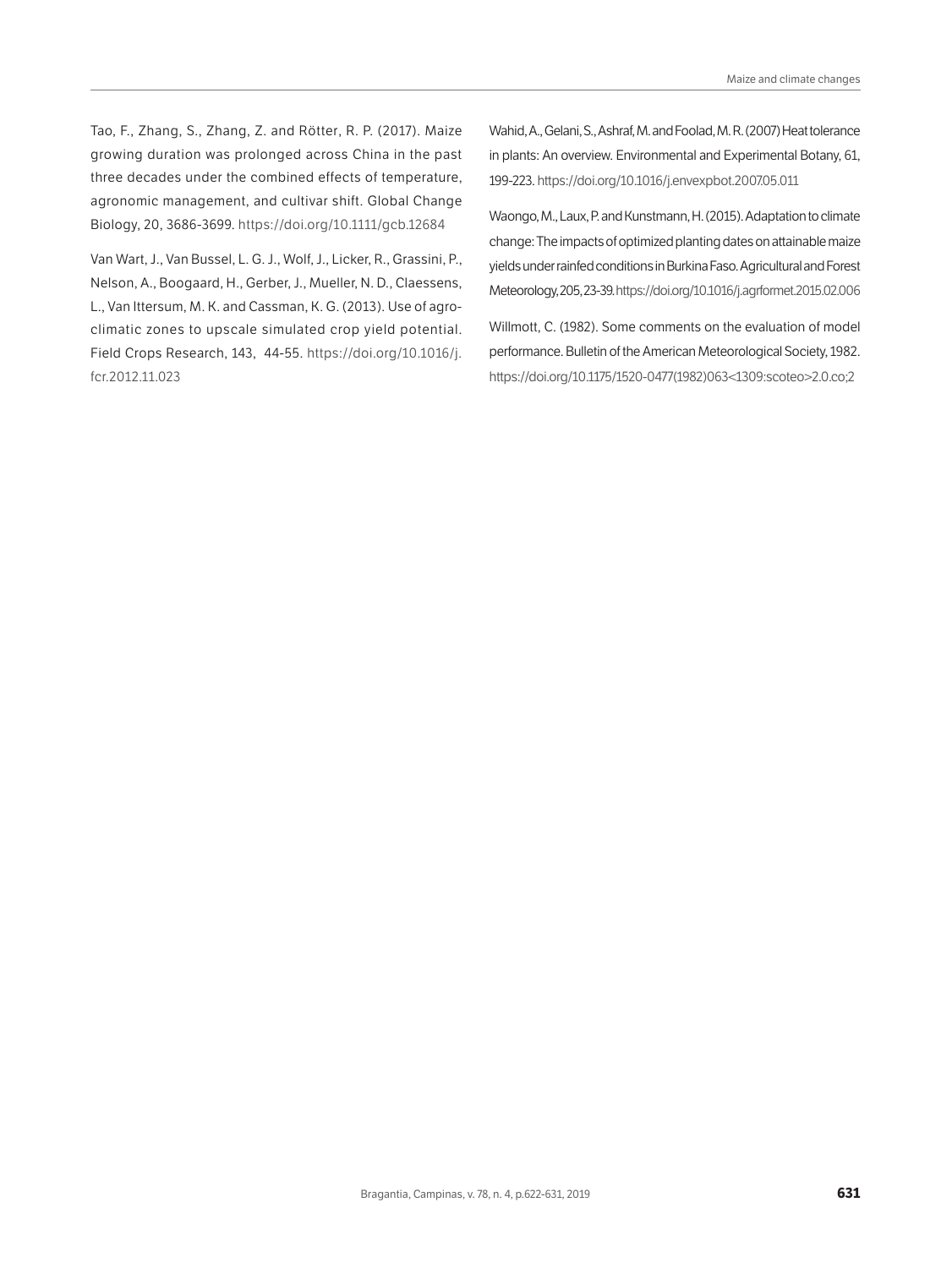Tao, F., Zhang, S., Zhang, Z. and Rötter, R. P. (2017). Maize growing duration was prolonged across China in the past three decades under the combined effects of temperature, agronomic management, and cultivar shift. Global Change Biology, 20, 3686-3699. https://doi.org/10.1111/gcb.12684

Van Wart, J., Van Bussel, L. G. J., Wolf, J., Licker, R., Grassini, P., Nelson, A., Boogaard, H., Gerber, J., Mueller, N. D., Claessens, L., Van Ittersum, M. K. and Cassman, K. G. (2013). Use of agro-climatic zones to upscale simulated crop yield potential. Field Crops Research, 143, 44-55. https://doi.org/10.1016/j.fcr.2012.11.023

Wahid, A., Gelani, S., Ashraf, M. and Foolad, M. R. (2007) Heat tolerance in plants: An overview. Environmental and Experimental Botany, 61, 199-223. https://doi.org/10.1016/j.envexpbot.2007.05.011

Waongo, M., Laux, P. and Kunstmann, H. (2015). Adaptation to climate change: The impacts of optimized planting dates on attainable maize yields under rainfed conditions in Burkina Faso. Agricultural and Forest Meteorology, 205, 23-39. https://doi.org/10.1016/j.agrformet.2015.02.006

Willmott, C. (1982). Some comments on the evaluation of model performance. Bulletin of the American Meteorological Society, 1982. https://doi.org/10.1175/1520-0477(1982)063<1309:scoteo>2.0.co;2